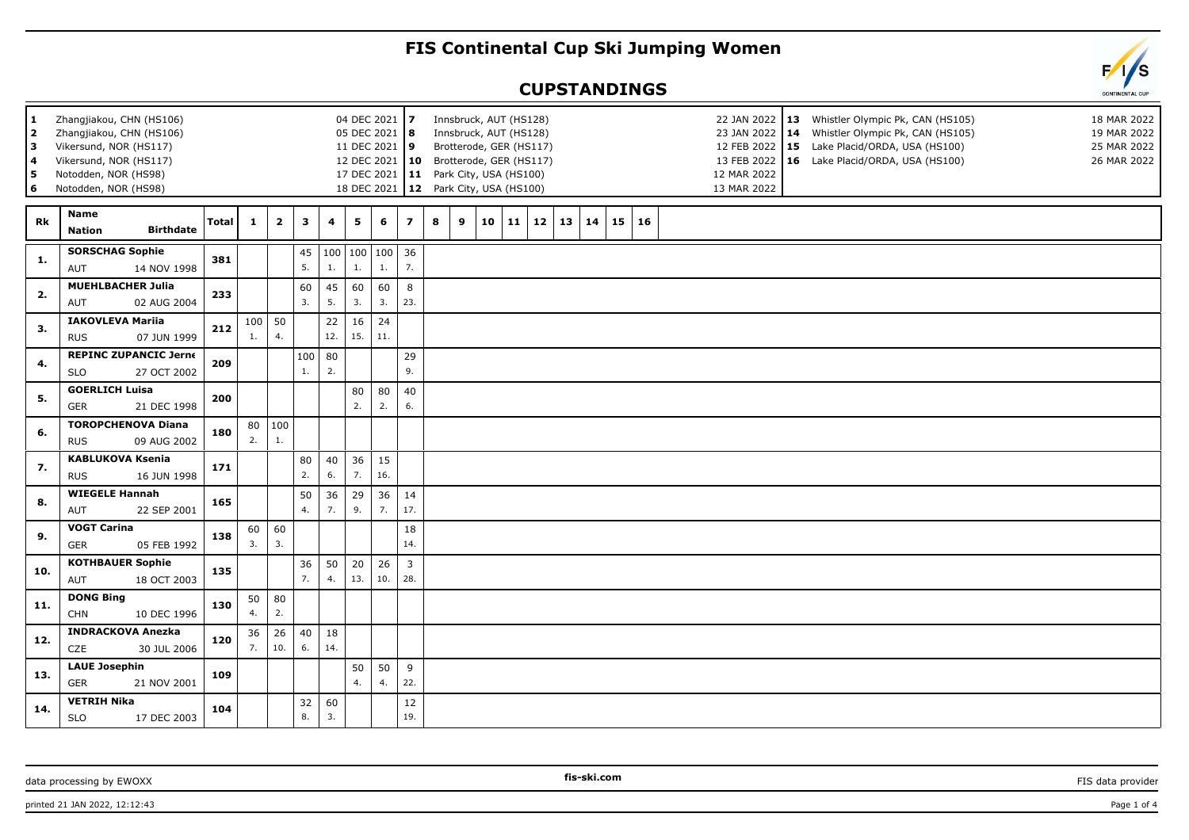# FIS Continental Cup Ski Jumping Women

## CUPSTANDINGS

| # | Venue | Date |
|---|---|---|
| 1 | Zhangjiakou, CHN (HS106) | 04 DEC 2021 |
| 2 | Zhangjiakou, CHN (HS106) | 05 DEC 2021 |
| 3 | Vikersund, NOR (HS117) | 11 DEC 2021 |
| 4 | Vikersund, NOR (HS117) | 12 DEC 2021 |
| 5 | Notodden, NOR (HS98) | 17 DEC 2021 |
| 6 | Notodden, NOR (HS98) | 18 DEC 2021 |
| 7 | Innsbruck, AUT (HS128) | 22 JAN 2022 |
| 8 | Innsbruck, AUT (HS128) | 23 JAN 2022 |
| 9 | Brotterode, GER (HS117) | 12 FEB 2022 |
| 10 | Brotterode, GER (HS117) | 13 FEB 2022 |
| 11 | Park City, USA (HS100) | 12 MAR 2022 |
| 12 | Park City, USA (HS100) | 13 MAR 2022 |
| 13 | Whistler Olympic Pk, CAN (HS105) | 18 MAR 2022 |
| 14 | Whistler Olympic Pk, CAN (HS105) | 19 MAR 2022 |
| 15 | Lake Placid/ORDA, USA (HS100) | 25 MAR 2022 |
| 16 | Lake Placid/ORDA, USA (HS100) | 26 MAR 2022 |

| Rk | Name / Nation / Birthdate | Total | 1 | 2 | 3 | 4 | 5 | 6 | 7 | 8 | 9 | 10 | 11 | 12 | 13 | 14 | 15 | 16 |
|---|---|---|---|---|---|---|---|---|---|---|---|---|---|---|---|---|---|---|
| 1. | SORSCHAG Sophie AUT 14 NOV 1998 | 381 | | | 45 5. | 100 1. | 100 1. | 100 1. | 36 7. | | | | | | | | | |
| 2. | MUEHLBACHER Julia AUT 02 AUG 2004 | 233 | | | 60 3. | 45 5. | 60 3. | 60 3. | 8 23. | | | | | | | | | |
| 3. | IAKOVLEVA Mariia RUS 07 JUN 1999 | 212 | 100 1. | 50 4. | | 22 12. | 16 15. | 24 11. | | | | | | | | | | |
| 4. | REPINC ZUPANCIC Jerne SLO 27 OCT 2002 | 209 | | | 100 1. | 80 2. | | | 29 9. | | | | | | | | | |
| 5. | GOERLICH Luisa GER 21 DEC 1998 | 200 | | | | | 80 2. | 80 2. | 40 6. | | | | | | | | | |
| 6. | TOROPCHENOVA Diana RUS 09 AUG 2002 | 180 | 80 2. | 100 1. | | | | | | | | | | | | | | |
| 7. | KABLUKOVA Ksenia RUS 16 JUN 1998 | 171 | | | 80 2. | 40 6. | 36 7. | 15 16. | | | | | | | | | | |
| 8. | WIEGELE Hannah AUT 22 SEP 2001 | 165 | | | 50 4. | 36 7. | 29 9. | 36 7. | 14 17. | | | | | | | | | |
| 9. | VOGT Carina GER 05 FEB 1992 | 138 | 60 3. | 60 3. | | | | | 18 14. | | | | | | | | | |
| 10. | KOTHBAUER Sophie AUT 18 OCT 2003 | 135 | | | 36 7. | 50 4. | 20 13. | 26 10. | 3 28. | | | | | | | | | |
| 11. | DONG Bing CHN 10 DEC 1996 | 130 | 50 4. | 80 2. | | | | | | | | | | | | | | |
| 12. | INDRACKOVA Anezka CZE 30 JUL 2006 | 120 | 36 7. | 26 10. | 40 6. | 18 14. | | | | | | | | | | | | |
| 13. | LAUE Josephin GER 21 NOV 2001 | 109 | | | | | 50 4. | 50 4. | 9 22. | | | | | | | | | |
| 14. | VETRIH Nika SLO 17 DEC 2003 | 104 | | | 32 8. | 60 3. | | | 12 19. | | | | | | | | | |

data processing by EWOXX — fis-ski.com — FIS data provider

printed 21 JAN 2022, 12:12:43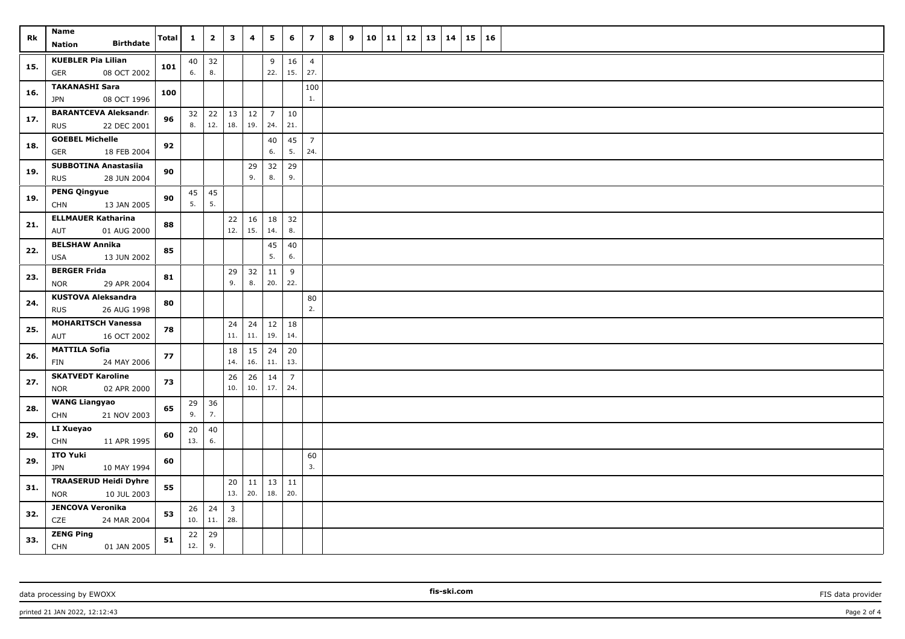| Rk | Name<br>Nation Birthdate | Total | 1 | 2 | 3 | 4 | 5 | 6 | 7 | 8 | 9 | 10 | 11 | 12 | 13 | 14 | 15 | 16 |
|---|---|---|---|---|---|---|---|---|---|---|---|---|---|---|---|---|---|---|
| 15. | KUEBLER Pia Lilian<br>GER 08 OCT 2002 | 101 | 40<br>6. | 32<br>8. | | | 9<br>22. | 16<br>15. | 4<br>27. | | | | | | | | | |
| 16. | TAKANASHI Sara<br>JPN 08 OCT 1996 | 100 | | | | | | | 100<br>1. | | | | | | | | | |
| 17. | BARANTCEVA Aleksandr<br>RUS 22 DEC 2001 | 96 | 32<br>8. | 22<br>12. | 13<br>18. | 12<br>19. | 7<br>24. | 10<br>21. | | | | | | | | | | |
| 18. | GOEBEL Michelle<br>GER 18 FEB 2004 | 92 | | | | | 40<br>6. | 45<br>5. | 7<br>24. | | | | | | | | | |
| 19. | SUBBOTINA Anastasiia<br>RUS 28 JUN 2004 | 90 | | | | 29<br>9. | 32<br>8. | 29<br>9. | | | | | | | | | | |
| 19. | PENG Qingyue<br>CHN 13 JAN 2005 | 90 | 45<br>5. | 45<br>5. | | | | | | | | | | | | | | |
| 21. | ELLMAUER Katharina<br>AUT 01 AUG 2000 | 88 | | | 22<br>12. | 16<br>15. | 18<br>14. | 32<br>8. | | | | | | | | | | |
| 22. | BELSHAW Annika<br>USA 13 JUN 2002 | 85 | | | | | 45<br>5. | 40<br>6. | | | | | | | | | | |
| 23. | BERGER Frida<br>NOR 29 APR 2004 | 81 | | | 29<br>9. | 32<br>8. | 11<br>20. | 9<br>22. | | | | | | | | | | |
| 24. | KUSTOVA Aleksandra<br>RUS 26 AUG 1998 | 80 | | | | | | | 80<br>2. | | | | | | | | | |
| 25. | MOHARITSCH Vanessa<br>AUT 16 OCT 2002 | 78 | | | 24<br>11. | 24<br>11. | 12<br>19. | 18<br>14. | | | | | | | | | | |
| 26. | MATTILA Sofia<br>FIN 24 MAY 2006 | 77 | | | 18<br>14. | 15<br>16. | 24<br>11. | 20<br>13. | | | | | | | | | | |
| 27. | SKATVEDT Karoline<br>NOR 02 APR 2000 | 73 | | | 26<br>10. | 26<br>10. | 14<br>17. | 7<br>24. | | | | | | | | | | |
| 28. | WANG Liangyao<br>CHN 21 NOV 2003 | 65 | 29<br>9. | 36<br>7. | | | | | | | | | | | | | | |
| 29. | LI Xueyao<br>CHN 11 APR 1995 | 60 | 20<br>13. | 40<br>6. | | | | | | | | | | | | | | |
| 29. | ITO Yuki<br>JPN 10 MAY 1994 | 60 | | | | | | | 60<br>3. | | | | | | | | | |
| 31. | TRAASERUD Heidi Dyhre<br>NOR 10 JUL 2003 | 55 | | | 20<br>13. | 11<br>20. | 13<br>18. | 11<br>20. | | | | | | | | | | |
| 32. | JENCOVA Veronika<br>CZE 24 MAR 2004 | 53 | 26<br>10. | 24<br>11. | 3<br>28. | | | | | | | | | | | | | |
| 33. | ZENG Ping<br>CHN 01 JAN 2005 | 51 | 22<br>12. | 29<br>9. | | | | | | | | | | | | | | |

data processing by EWOXX | fis-ski.com | FIS data provider

printed 21 JAN 2022, 12:12:43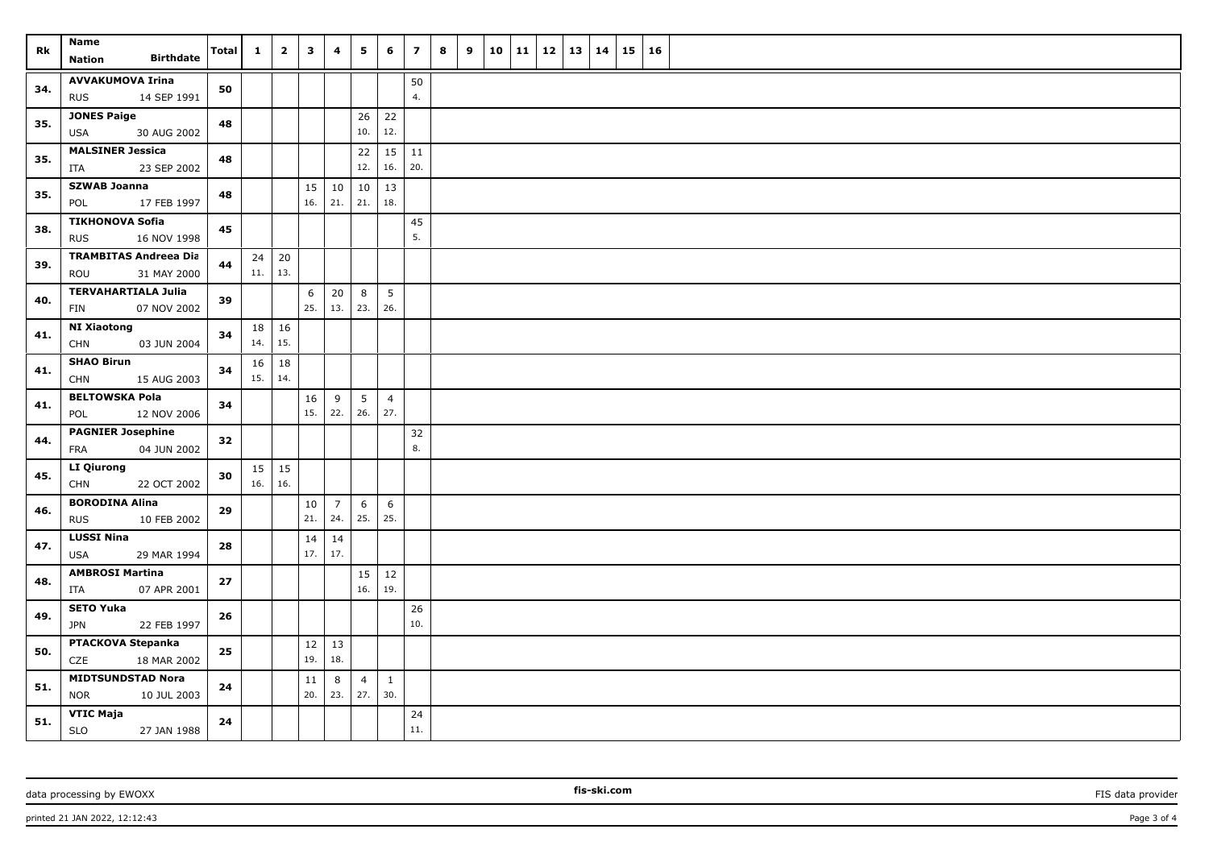| Rk | Name<br>Nation Birthdate | Total | 1 | 2 | 3 | 4 | 5 | 6 | 7 | 8 | 9 | 10 | 11 | 12 | 13 | 14 | 15 | 16 |
|---|---|---|---|---|---|---|---|---|---|---|---|---|---|---|---|---|---|---|
| 34. | AVVAKUMOVA Irina<br>RUS 14 SEP 1991 | 50 | | | | | | | 50<br>4. | | | | | | | | | |
| 35. | JONES Paige<br>USA 30 AUG 2002 | 48 | | | | | 26<br>10. | 22<br>12. | | | | | | | | | | |
| 35. | MALSINER Jessica<br>ITA 23 SEP 2002 | 48 | | | | | 22<br>12. | 15<br>16. | 11<br>20. | | | | | | | | | |
| 35. | SZWAB Joanna<br>POL 17 FEB 1997 | 48 | | | 15<br>16. | 10<br>21. | 10<br>21. | 13<br>18. | | | | | | | | | | |
| 38. | TIKHONOVA Sofia<br>RUS 16 NOV 1998 | 45 | | | | | | | 45<br>5. | | | | | | | | | |
| 39. | TRAMBITAS Andreea Dia<br>ROU 31 MAY 2000 | 44 | 24<br>11. | 20<br>13. | | | | | | | | | | | | | | |
| 40. | TERVAHARTIALA Julia<br>FIN 07 NOV 2002 | 39 | | | 6<br>25. | 20<br>13. | 8<br>23. | 5<br>26. | | | | | | | | | | |
| 41. | NI Xiaotong<br>CHN 03 JUN 2004 | 34 | 18<br>14. | 16<br>15. | | | | | | | | | | | | | | |
| 41. | SHAO Birun<br>CHN 15 AUG 2003 | 34 | 16<br>15. | 18<br>14. | | | | | | | | | | | | | | |
| 41. | BELTOWSKA Pola<br>POL 12 NOV 2006 | 34 | | | 16<br>15. | 9<br>22. | 5<br>26. | 4<br>27. | | | | | | | | | | |
| 44. | PAGNIER Josephine<br>FRA 04 JUN 2002 | 32 | | | | | | | 32<br>8. | | | | | | | | | |
| 45. | LI Qiurong<br>CHN 22 OCT 2002 | 30 | 15<br>16. | 15<br>16. | | | | | | | | | | | | | | |
| 46. | BORODINA Alina<br>RUS 10 FEB 2002 | 29 | | | 10<br>21. | 7<br>24. | 6<br>25. | 6<br>25. | | | | | | | | | | |
| 47. | LUSSI Nina<br>USA 29 MAR 1994 | 28 | | | 14<br>17. | 14<br>17. | | | | | | | | | | | | |
| 48. | AMBROSI Martina<br>ITA 07 APR 2001 | 27 | | | | | 15<br>16. | 12<br>19. | | | | | | | | | | |
| 49. | SETO Yuka<br>JPN 22 FEB 1997 | 26 | | | | | | | 26<br>10. | | | | | | | | | |
| 50. | PTACKOVA Stepanka<br>CZE 18 MAR 2002 | 25 | | | 12<br>19. | 13<br>18. | | | | | | | | | | | | |
| 51. | MIDTSUNDSTAD Nora<br>NOR 10 JUL 2003 | 24 | | | 11<br>20. | 8<br>23. | 4<br>27. | 1<br>30. | | | | | | | | | | |
| 51. | VTIC Maja<br>SLO 27 JAN 1988 | 24 | | | | | | | 24<br>11. | | | | | | | | | |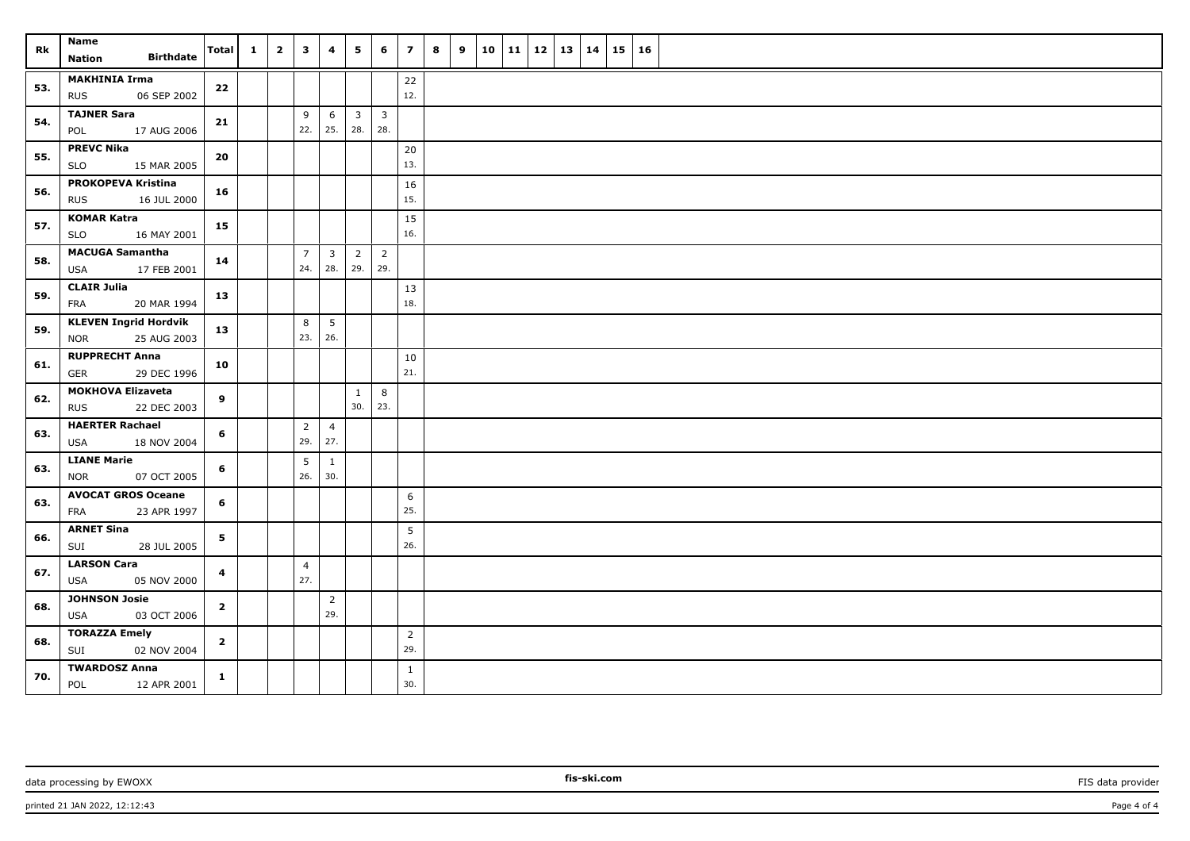| Rk | Name<br>Nation Birthdate | Total | 1 | 2 | 3 | 4 | 5 | 6 | 7 | 8 | 9 | 10 | 11 | 12 | 13 | 14 | 15 | 16 |
|---|---|---|---|---|---|---|---|---|---|---|---|---|---|---|---|---|---|---|
| 53. | MAKHINIA Irma<br>RUS 06 SEP 2002 | 22 | | | | | | | 22<br>12. | | | | | | | | | |
| 54. | TAJNER Sara<br>POL 17 AUG 2006 | 21 | | | 9<br>22. | 6<br>25. | 3<br>28. | 3<br>28. | | | | | | | | | | |
| 55. | PREVC Nika<br>SLO 15 MAR 2005 | 20 | | | | | | | 20<br>13. | | | | | | | | | |
| 56. | PROKOPEVA Kristina<br>RUS 16 JUL 2000 | 16 | | | | | | | 16<br>15. | | | | | | | | | |
| 57. | KOMAR Katra<br>SLO 16 MAY 2001 | 15 | | | | | | | 15<br>16. | | | | | | | | | |
| 58. | MACUGA Samantha<br>USA 17 FEB 2001 | 14 | | | 7<br>24. | 3<br>28. | 2<br>29. | 2<br>29. | | | | | | | | | | |
| 59. | CLAIR Julia<br>FRA 20 MAR 1994 | 13 | | | | | | | 13<br>18. | | | | | | | | | |
| 59. | KLEVEN Ingrid Hordvik<br>NOR 25 AUG 2003 | 13 | | | 8<br>23. | 5<br>26. | | | | | | | | | | | | |
| 61. | RUPPRECHT Anna<br>GER 29 DEC 1996 | 10 | | | | | | | 10<br>21. | | | | | | | | | |
| 62. | MOKHOVA Elizaveta<br>RUS 22 DEC 2003 | 9 | | | | | 1<br>30. | 8<br>23. | | | | | | | | | | |
| 63. | HAERTER Rachael<br>USA 18 NOV 2004 | 6 | | | 2<br>29. | 4<br>27. | | | | | | | | | | | | |
| 63. | LIANE Marie<br>NOR 07 OCT 2005 | 6 | | | 5<br>26. | 1<br>30. | | | | | | | | | | | | |
| 63. | AVOCAT GROS Oceane<br>FRA 23 APR 1997 | 6 | | | | | | | 6<br>25. | | | | | | | | | |
| 66. | ARNET Sina<br>SUI 28 JUL 2005 | 5 | | | | | | | 5<br>26. | | | | | | | | | |
| 67. | LARSON Cara<br>USA 05 NOV 2000 | 4 | | | 4<br>27. | | | | | | | | | | | | | |
| 68. | JOHNSON Josie<br>USA 03 OCT 2006 | 2 | | | | 2<br>29. | | | | | | | | | | | | |
| 68. | TORAZZA Emely<br>SUI 02 NOV 2004 | 2 | | | | | | | 2<br>29. | | | | | | | | | |
| 70. | TWARDOSZ Anna<br>POL 12 APR 2001 | 1 | | | | | | | 1<br>30. | | | | | | | | | |

data processing by EWOXX

fis-ski.com

FIS data provider

printed 21 JAN 2022, 12:12:43